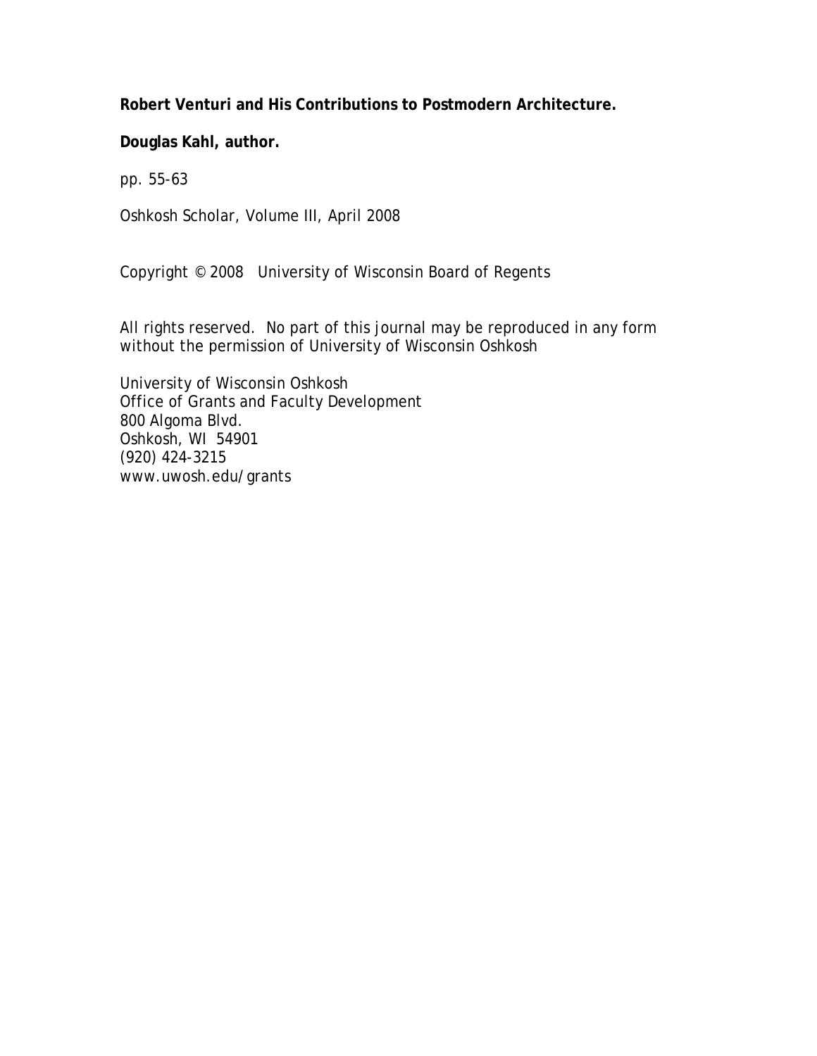**Robert Venturi and His Contributions to Postmodern Architecture.**

**Douglas Kahl, author.**

pp. 55-63

Oshkosh Scholar, Volume III, April 2008

Copyright © 2008 University of Wisconsin Board of Regents

All rights reserved. No part of this journal may be reproduced in any form without the permission of University of Wisconsin Oshkosh

University of Wisconsin Oshkosh
Office of Grants and Faculty Development
800 Algoma Blvd.
Oshkosh, WI 54901
(920) 424-3215
www.uwosh.edu/grants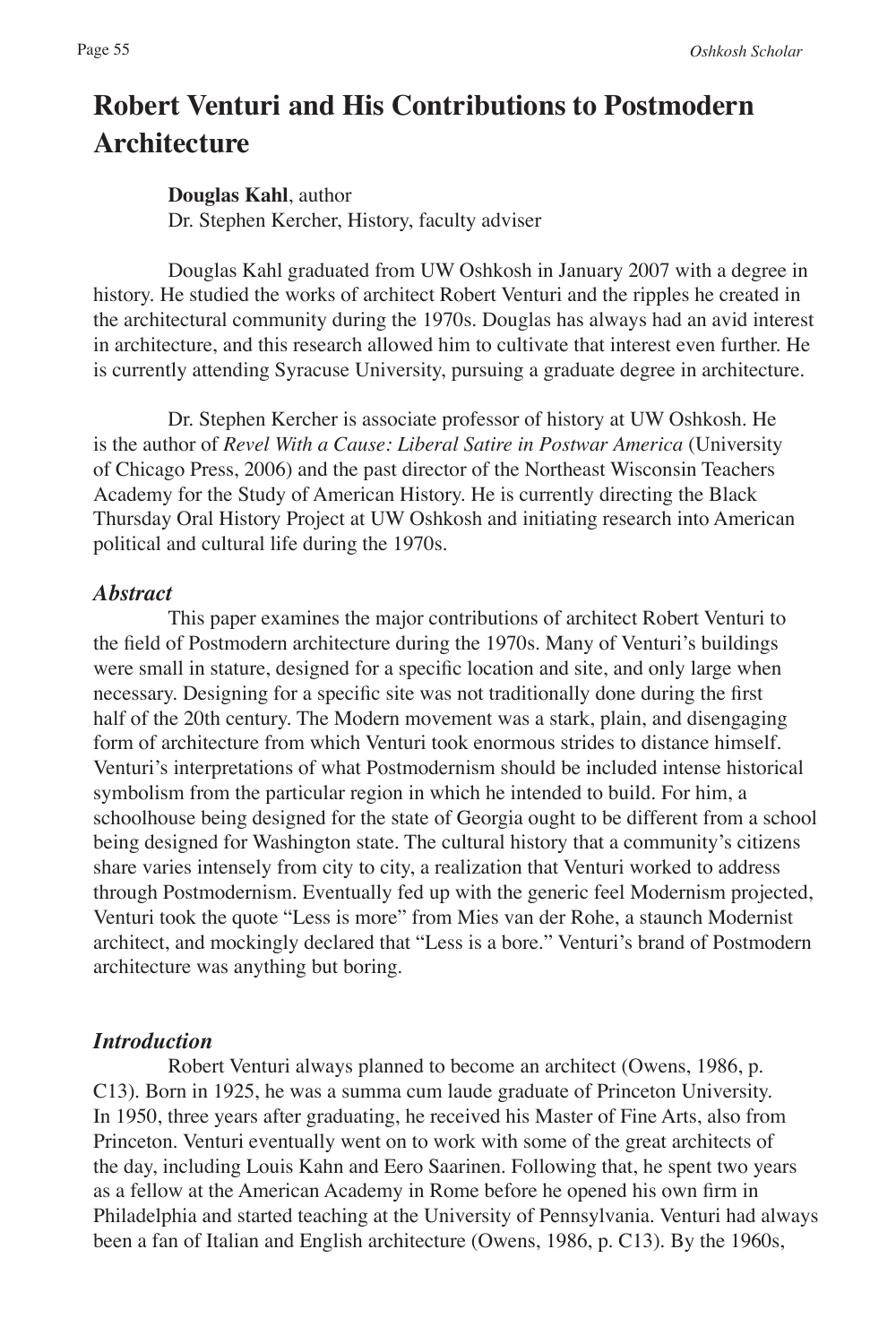# Robert Venturi and His Contributions to Postmodern Architecture

**Douglas Kahl**, author
Dr. Stephen Kercher, History, faculty adviser

Douglas Kahl graduated from UW Oshkosh in January 2007 with a degree in history. He studied the works of architect Robert Venturi and the ripples he created in the architectural community during the 1970s. Douglas has always had an avid interest in architecture, and this research allowed him to cultivate that interest even further. He is currently attending Syracuse University, pursuing a graduate degree in architecture.

Dr. Stephen Kercher is associate professor of history at UW Oshkosh. He is the author of *Revel With a Cause: Liberal Satire in Postwar America* (University of Chicago Press, 2006) and the past director of the Northeast Wisconsin Teachers Academy for the Study of American History. He is currently directing the Black Thursday Oral History Project at UW Oshkosh and initiating research into American political and cultural life during the 1970s.

## *Abstract*

This paper examines the major contributions of architect Robert Venturi to the field of Postmodern architecture during the 1970s. Many of Venturi's buildings were small in stature, designed for a specific location and site, and only large when necessary. Designing for a specific site was not traditionally done during the first half of the 20th century. The Modern movement was a stark, plain, and disengaging form of architecture from which Venturi took enormous strides to distance himself. Venturi's interpretations of what Postmodernism should be included intense historical symbolism from the particular region in which he intended to build. For him, a schoolhouse being designed for the state of Georgia ought to be different from a school being designed for Washington state. The cultural history that a community's citizens share varies intensely from city to city, a realization that Venturi worked to address through Postmodernism. Eventually fed up with the generic feel Modernism projected, Venturi took the quote "Less is more" from Mies van der Rohe, a staunch Modernist architect, and mockingly declared that "Less is a bore." Venturi's brand of Postmodern architecture was anything but boring.

## *Introduction*

Robert Venturi always planned to become an architect (Owens, 1986, p. C13). Born in 1925, he was a summa cum laude graduate of Princeton University. In 1950, three years after graduating, he received his Master of Fine Arts, also from Princeton. Venturi eventually went on to work with some of the great architects of the day, including Louis Kahn and Eero Saarinen. Following that, he spent two years as a fellow at the American Academy in Rome before he opened his own firm in Philadelphia and started teaching at the University of Pennsylvania. Venturi had always been a fan of Italian and English architecture (Owens, 1986, p. C13). By the 1960s,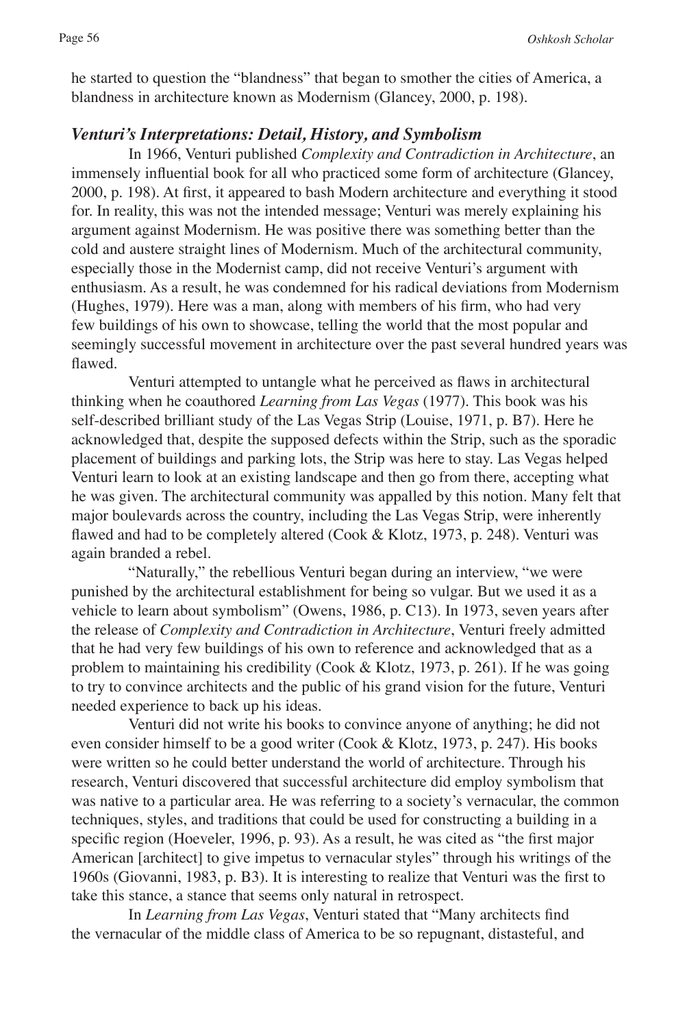he started to question the "blandness" that began to smother the cities of America, a blandness in architecture known as Modernism (Glancey, 2000, p. 198).

### *Venturi's Interpretations: Detail, History, and Symbolism*

In 1966, Venturi published *Complexity and Contradiction in Architecture*, an immensely influential book for all who practiced some form of architecture (Glancey, 2000, p. 198). At first, it appeared to bash Modern architecture and everything it stood for. In reality, this was not the intended message; Venturi was merely explaining his argument against Modernism. He was positive there was something better than the cold and austere straight lines of Modernism. Much of the architectural community, especially those in the Modernist camp, did not receive Venturi's argument with enthusiasm. As a result, he was condemned for his radical deviations from Modernism (Hughes, 1979). Here was a man, along with members of his firm, who had very few buildings of his own to showcase, telling the world that the most popular and seemingly successful movement in architecture over the past several hundred years was flawed.

Venturi attempted to untangle what he perceived as flaws in architectural thinking when he coauthored *Learning from Las Vegas* (1977). This book was his self-described brilliant study of the Las Vegas Strip (Louise, 1971, p. B7). Here he acknowledged that, despite the supposed defects within the Strip, such as the sporadic placement of buildings and parking lots, the Strip was here to stay. Las Vegas helped Venturi learn to look at an existing landscape and then go from there, accepting what he was given. The architectural community was appalled by this notion. Many felt that major boulevards across the country, including the Las Vegas Strip, were inherently flawed and had to be completely altered (Cook & Klotz, 1973, p. 248). Venturi was again branded a rebel.

"Naturally," the rebellious Venturi began during an interview, "we were punished by the architectural establishment for being so vulgar. But we used it as a vehicle to learn about symbolism" (Owens, 1986, p. C13). In 1973, seven years after the release of *Complexity and Contradiction in Architecture*, Venturi freely admitted that he had very few buildings of his own to reference and acknowledged that as a problem to maintaining his credibility (Cook & Klotz, 1973, p. 261). If he was going to try to convince architects and the public of his grand vision for the future, Venturi needed experience to back up his ideas.

Venturi did not write his books to convince anyone of anything; he did not even consider himself to be a good writer (Cook & Klotz, 1973, p. 247). His books were written so he could better understand the world of architecture. Through his research, Venturi discovered that successful architecture did employ symbolism that was native to a particular area. He was referring to a society's vernacular, the common techniques, styles, and traditions that could be used for constructing a building in a specific region (Hoeveler, 1996, p. 93). As a result, he was cited as "the first major American [architect] to give impetus to vernacular styles" through his writings of the 1960s (Giovanni, 1983, p. B3). It is interesting to realize that Venturi was the first to take this stance, a stance that seems only natural in retrospect.

In *Learning from Las Vegas*, Venturi stated that "Many architects find the vernacular of the middle class of America to be so repugnant, distasteful, and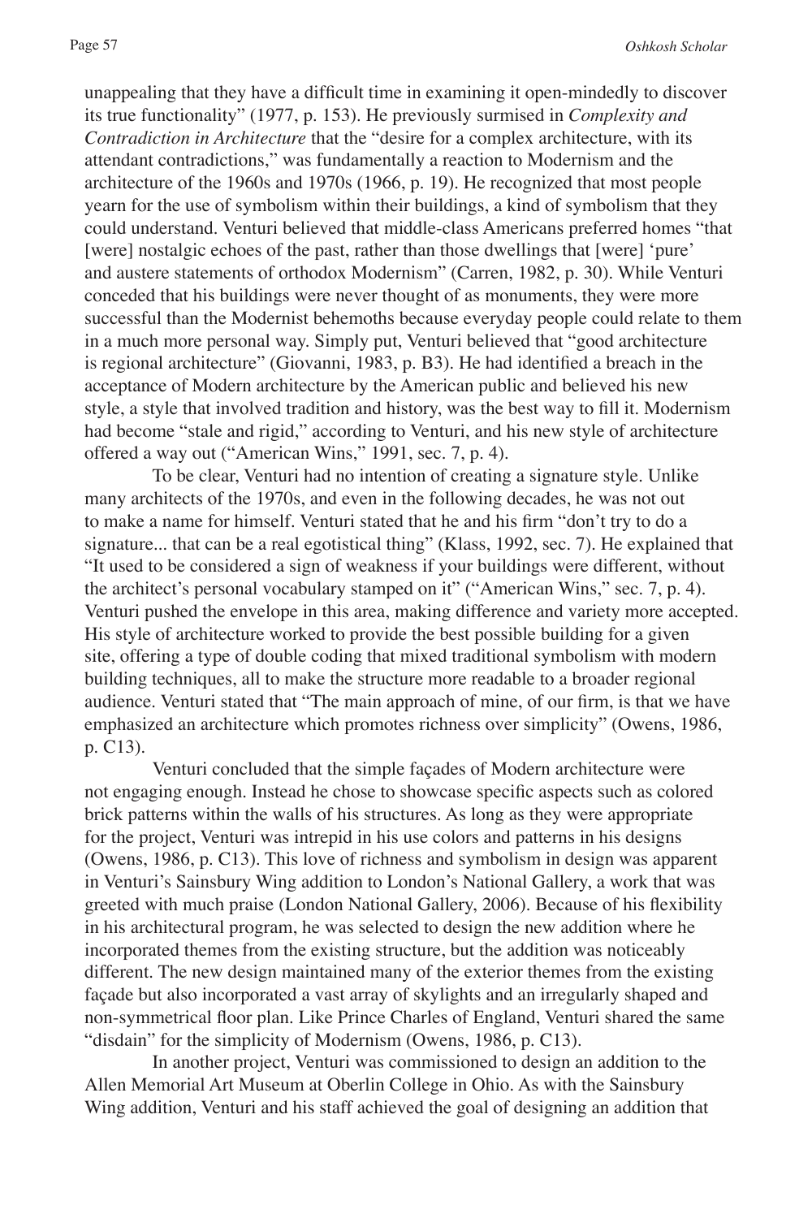unappealing that they have a difficult time in examining it open-mindedly to discover its true functionality" (1977, p. 153). He previously surmised in *Complexity and Contradiction in Architecture* that the "desire for a complex architecture, with its attendant contradictions," was fundamentally a reaction to Modernism and the architecture of the 1960s and 1970s (1966, p. 19). He recognized that most people yearn for the use of symbolism within their buildings, a kind of symbolism that they could understand. Venturi believed that middle-class Americans preferred homes "that [were] nostalgic echoes of the past, rather than those dwellings that [were] 'pure' and austere statements of orthodox Modernism" (Carren, 1982, p. 30). While Venturi conceded that his buildings were never thought of as monuments, they were more successful than the Modernist behemoths because everyday people could relate to them in a much more personal way. Simply put, Venturi believed that "good architecture is regional architecture" (Giovanni, 1983, p. B3). He had identified a breach in the acceptance of Modern architecture by the American public and believed his new style, a style that involved tradition and history, was the best way to fill it. Modernism had become "stale and rigid," according to Venturi, and his new style of architecture offered a way out ("American Wins," 1991, sec. 7, p. 4).

To be clear, Venturi had no intention of creating a signature style. Unlike many architects of the 1970s, and even in the following decades, he was not out to make a name for himself. Venturi stated that he and his firm "don't try to do a signature... that can be a real egotistical thing" (Klass, 1992, sec. 7). He explained that "It used to be considered a sign of weakness if your buildings were different, without the architect's personal vocabulary stamped on it" ("American Wins," sec. 7, p. 4). Venturi pushed the envelope in this area, making difference and variety more accepted. His style of architecture worked to provide the best possible building for a given site, offering a type of double coding that mixed traditional symbolism with modern building techniques, all to make the structure more readable to a broader regional audience. Venturi stated that "The main approach of mine, of our firm, is that we have emphasized an architecture which promotes richness over simplicity" (Owens, 1986, p. C13).

Venturi concluded that the simple façades of Modern architecture were not engaging enough. Instead he chose to showcase specific aspects such as colored brick patterns within the walls of his structures. As long as they were appropriate for the project, Venturi was intrepid in his use colors and patterns in his designs (Owens, 1986, p. C13). This love of richness and symbolism in design was apparent in Venturi's Sainsbury Wing addition to London's National Gallery, a work that was greeted with much praise (London National Gallery, 2006). Because of his flexibility in his architectural program, he was selected to design the new addition where he incorporated themes from the existing structure, but the addition was noticeably different. The new design maintained many of the exterior themes from the existing façade but also incorporated a vast array of skylights and an irregularly shaped and non-symmetrical floor plan. Like Prince Charles of England, Venturi shared the same "disdain" for the simplicity of Modernism (Owens, 1986, p. C13).

In another project, Venturi was commissioned to design an addition to the Allen Memorial Art Museum at Oberlin College in Ohio. As with the Sainsbury Wing addition, Venturi and his staff achieved the goal of designing an addition that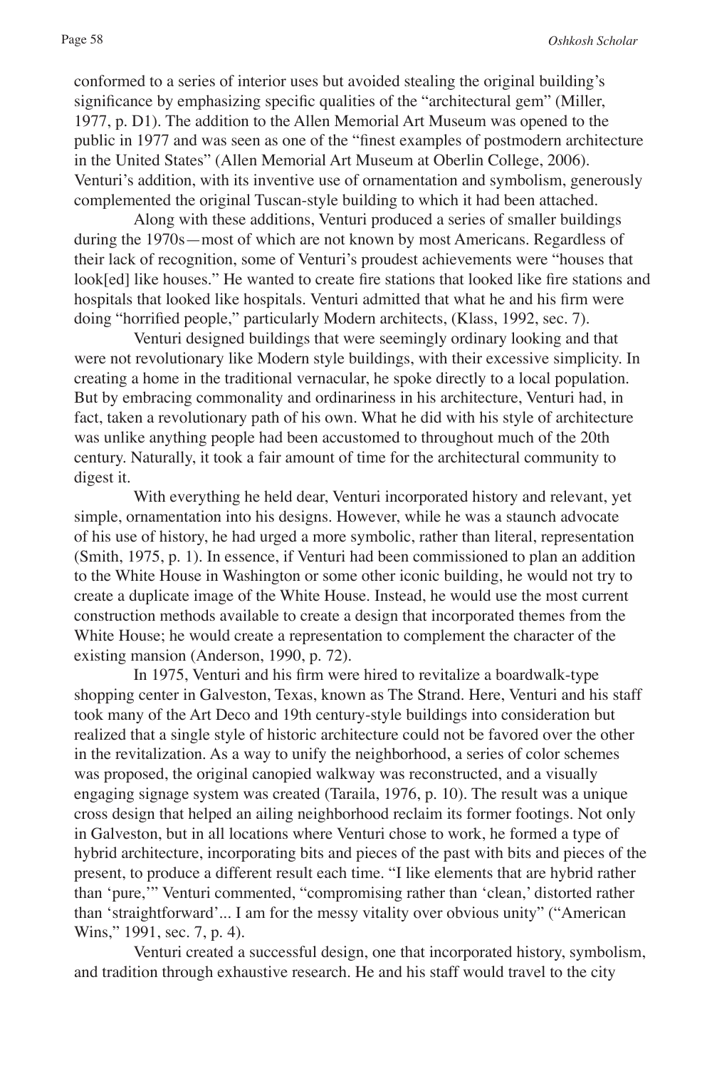conformed to a series of interior uses but avoided stealing the original building's significance by emphasizing specific qualities of the "architectural gem" (Miller, 1977, p. D1). The addition to the Allen Memorial Art Museum was opened to the public in 1977 and was seen as one of the "finest examples of postmodern architecture in the United States" (Allen Memorial Art Museum at Oberlin College, 2006). Venturi's addition, with its inventive use of ornamentation and symbolism, generously complemented the original Tuscan-style building to which it had been attached.

Along with these additions, Venturi produced a series of smaller buildings during the 1970s—most of which are not known by most Americans. Regardless of their lack of recognition, some of Venturi's proudest achievements were "houses that look[ed] like houses." He wanted to create fire stations that looked like fire stations and hospitals that looked like hospitals. Venturi admitted that what he and his firm were doing "horrified people," particularly Modern architects, (Klass, 1992, sec. 7).

Venturi designed buildings that were seemingly ordinary looking and that were not revolutionary like Modern style buildings, with their excessive simplicity. In creating a home in the traditional vernacular, he spoke directly to a local population. But by embracing commonality and ordinariness in his architecture, Venturi had, in fact, taken a revolutionary path of his own. What he did with his style of architecture was unlike anything people had been accustomed to throughout much of the 20th century. Naturally, it took a fair amount of time for the architectural community to digest it.

With everything he held dear, Venturi incorporated history and relevant, yet simple, ornamentation into his designs. However, while he was a staunch advocate of his use of history, he had urged a more symbolic, rather than literal, representation (Smith, 1975, p. 1). In essence, if Venturi had been commissioned to plan an addition to the White House in Washington or some other iconic building, he would not try to create a duplicate image of the White House. Instead, he would use the most current construction methods available to create a design that incorporated themes from the White House; he would create a representation to complement the character of the existing mansion (Anderson, 1990, p. 72).

In 1975, Venturi and his firm were hired to revitalize a boardwalk-type shopping center in Galveston, Texas, known as The Strand. Here, Venturi and his staff took many of the Art Deco and 19th century-style buildings into consideration but realized that a single style of historic architecture could not be favored over the other in the revitalization. As a way to unify the neighborhood, a series of color schemes was proposed, the original canopied walkway was reconstructed, and a visually engaging signage system was created (Taraila, 1976, p. 10). The result was a unique cross design that helped an ailing neighborhood reclaim its former footings. Not only in Galveston, but in all locations where Venturi chose to work, he formed a type of hybrid architecture, incorporating bits and pieces of the past with bits and pieces of the present, to produce a different result each time. "I like elements that are hybrid rather than 'pure,'" Venturi commented, "compromising rather than 'clean,' distorted rather than 'straightforward'... I am for the messy vitality over obvious unity" ("American Wins," 1991, sec. 7, p. 4).

Venturi created a successful design, one that incorporated history, symbolism, and tradition through exhaustive research. He and his staff would travel to the city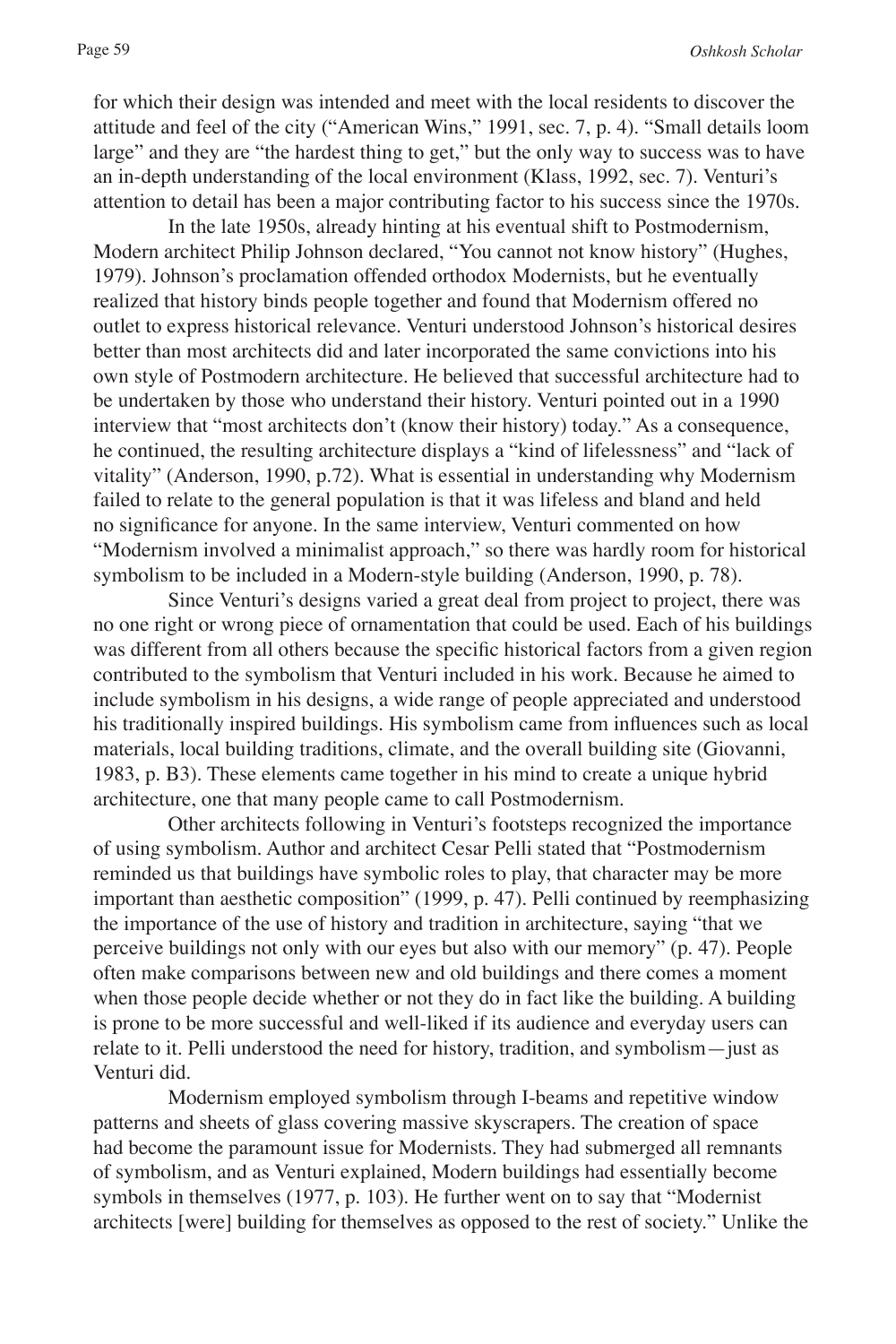for which their design was intended and meet with the local residents to discover the attitude and feel of the city ("American Wins," 1991, sec. 7, p. 4). "Small details loom large" and they are "the hardest thing to get," but the only way to success was to have an in-depth understanding of the local environment (Klass, 1992, sec. 7). Venturi's attention to detail has been a major contributing factor to his success since the 1970s.

In the late 1950s, already hinting at his eventual shift to Postmodernism, Modern architect Philip Johnson declared, "You cannot not know history" (Hughes, 1979). Johnson's proclamation offended orthodox Modernists, but he eventually realized that history binds people together and found that Modernism offered no outlet to express historical relevance. Venturi understood Johnson's historical desires better than most architects did and later incorporated the same convictions into his own style of Postmodern architecture. He believed that successful architecture had to be undertaken by those who understand their history. Venturi pointed out in a 1990 interview that "most architects don't (know their history) today." As a consequence, he continued, the resulting architecture displays a "kind of lifelessness" and "lack of vitality" (Anderson, 1990, p.72). What is essential in understanding why Modernism failed to relate to the general population is that it was lifeless and bland and held no significance for anyone. In the same interview, Venturi commented on how "Modernism involved a minimalist approach," so there was hardly room for historical symbolism to be included in a Modern-style building (Anderson, 1990, p. 78).

Since Venturi's designs varied a great deal from project to project, there was no one right or wrong piece of ornamentation that could be used. Each of his buildings was different from all others because the specific historical factors from a given region contributed to the symbolism that Venturi included in his work. Because he aimed to include symbolism in his designs, a wide range of people appreciated and understood his traditionally inspired buildings. His symbolism came from influences such as local materials, local building traditions, climate, and the overall building site (Giovanni, 1983, p. B3). These elements came together in his mind to create a unique hybrid architecture, one that many people came to call Postmodernism.

Other architects following in Venturi's footsteps recognized the importance of using symbolism. Author and architect Cesar Pelli stated that "Postmodernism reminded us that buildings have symbolic roles to play, that character may be more important than aesthetic composition" (1999, p. 47). Pelli continued by reemphasizing the importance of the use of history and tradition in architecture, saying "that we perceive buildings not only with our eyes but also with our memory" (p. 47). People often make comparisons between new and old buildings and there comes a moment when those people decide whether or not they do in fact like the building. A building is prone to be more successful and well-liked if its audience and everyday users can relate to it. Pelli understood the need for history, tradition, and symbolism—just as Venturi did.

Modernism employed symbolism through I-beams and repetitive window patterns and sheets of glass covering massive skyscrapers. The creation of space had become the paramount issue for Modernists. They had submerged all remnants of symbolism, and as Venturi explained, Modern buildings had essentially become symbols in themselves (1977, p. 103). He further went on to say that "Modernist architects [were] building for themselves as opposed to the rest of society." Unlike the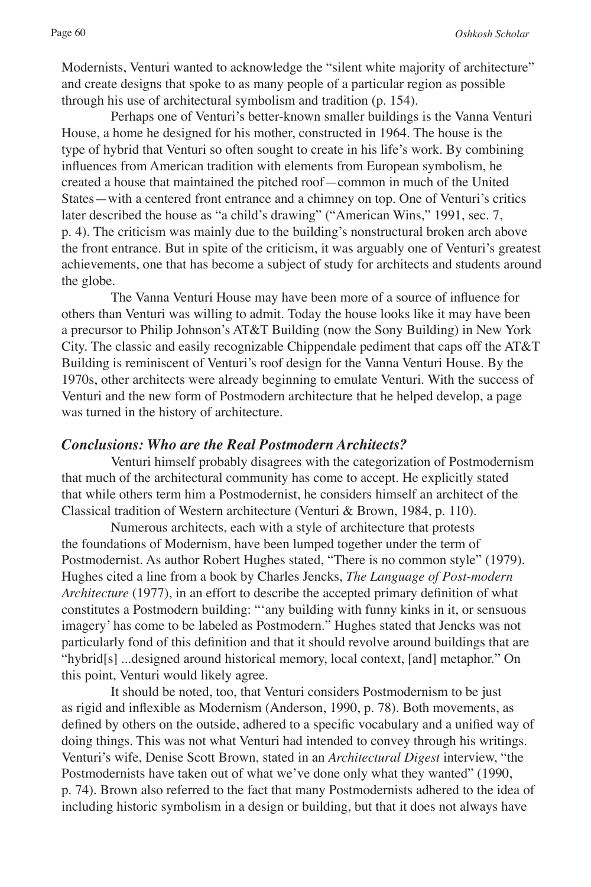Modernists, Venturi wanted to acknowledge the "silent white majority of architecture" and create designs that spoke to as many people of a particular region as possible through his use of architectural symbolism and tradition (p. 154).

Perhaps one of Venturi's better-known smaller buildings is the Vanna Venturi House, a home he designed for his mother, constructed in 1964. The house is the type of hybrid that Venturi so often sought to create in his life's work. By combining influences from American tradition with elements from European symbolism, he created a house that maintained the pitched roof—common in much of the United States—with a centered front entrance and a chimney on top. One of Venturi's critics later described the house as "a child's drawing" ("American Wins," 1991, sec. 7, p. 4). The criticism was mainly due to the building's nonstructural broken arch above the front entrance. But in spite of the criticism, it was arguably one of Venturi's greatest achievements, one that has become a subject of study for architects and students around the globe.

The Vanna Venturi House may have been more of a source of influence for others than Venturi was willing to admit. Today the house looks like it may have been a precursor to Philip Johnson's AT&T Building (now the Sony Building) in New York City. The classic and easily recognizable Chippendale pediment that caps off the AT&T Building is reminiscent of Venturi's roof design for the Vanna Venturi House. By the 1970s, other architects were already beginning to emulate Venturi. With the success of Venturi and the new form of Postmodern architecture that he helped develop, a page was turned in the history of architecture.

### *Conclusions: Who are the Real Postmodern Architects?*

Venturi himself probably disagrees with the categorization of Postmodernism that much of the architectural community has come to accept. He explicitly stated that while others term him a Postmodernist, he considers himself an architect of the Classical tradition of Western architecture (Venturi & Brown, 1984, p. 110).

Numerous architects, each with a style of architecture that protests the foundations of Modernism, have been lumped together under the term of Postmodernist. As author Robert Hughes stated, "There is no common style" (1979). Hughes cited a line from a book by Charles Jencks, *The Language of Post-modern Architecture* (1977), in an effort to describe the accepted primary definition of what constitutes a Postmodern building: "'any building with funny kinks in it, or sensuous imagery' has come to be labeled as Postmodern." Hughes stated that Jencks was not particularly fond of this definition and that it should revolve around buildings that are "hybrid[s] ...designed around historical memory, local context, [and] metaphor." On this point, Venturi would likely agree.

It should be noted, too, that Venturi considers Postmodernism to be just as rigid and inflexible as Modernism (Anderson, 1990, p. 78). Both movements, as defined by others on the outside, adhered to a specific vocabulary and a unified way of doing things. This was not what Venturi had intended to convey through his writings. Venturi's wife, Denise Scott Brown, stated in an *Architectural Digest* interview, "the Postmodernists have taken out of what we've done only what they wanted" (1990, p. 74). Brown also referred to the fact that many Postmodernists adhered to the idea of including historic symbolism in a design or building, but that it does not always have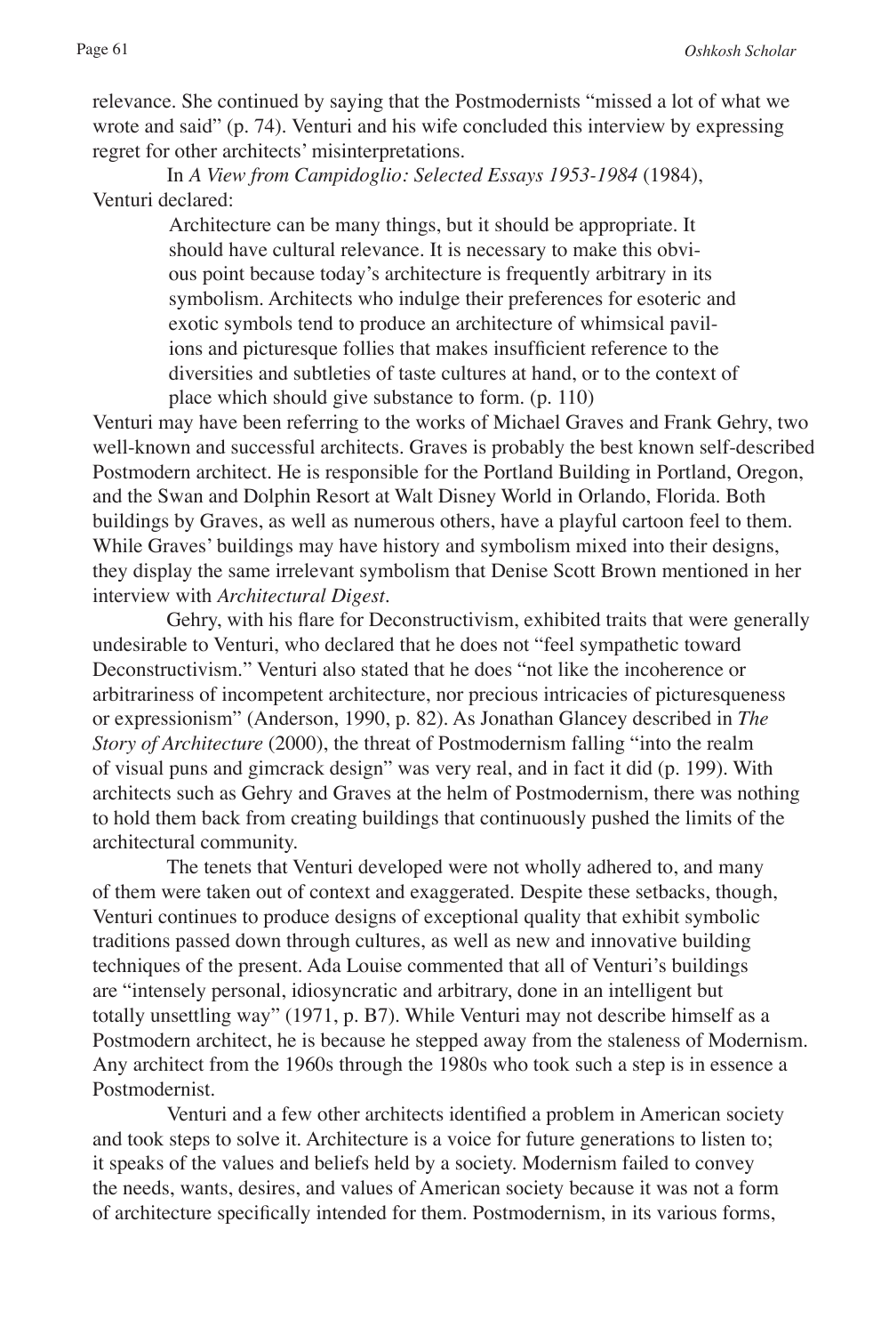relevance. She continued by saying that the Postmodernists "missed a lot of what we wrote and said" (p. 74). Venturi and his wife concluded this interview by expressing regret for other architects' misinterpretations.

In *A View from Campidoglio: Selected Essays 1953-1984* (1984), Venturi declared:

> Architecture can be many things, but it should be appropriate. It should have cultural relevance. It is necessary to make this obvious point because today's architecture is frequently arbitrary in its symbolism. Architects who indulge their preferences for esoteric and exotic symbols tend to produce an architecture of whimsical pavilions and picturesque follies that makes insufficient reference to the diversities and subtleties of taste cultures at hand, or to the context of place which should give substance to form. (p. 110)

Venturi may have been referring to the works of Michael Graves and Frank Gehry, two well-known and successful architects. Graves is probably the best known self-described Postmodern architect. He is responsible for the Portland Building in Portland, Oregon, and the Swan and Dolphin Resort at Walt Disney World in Orlando, Florida. Both buildings by Graves, as well as numerous others, have a playful cartoon feel to them. While Graves' buildings may have history and symbolism mixed into their designs, they display the same irrelevant symbolism that Denise Scott Brown mentioned in her interview with *Architectural Digest*.

Gehry, with his flare for Deconstructivism, exhibited traits that were generally undesirable to Venturi, who declared that he does not "feel sympathetic toward Deconstructivism." Venturi also stated that he does "not like the incoherence or arbitrariness of incompetent architecture, nor precious intricacies of picturesqueness or expressionism" (Anderson, 1990, p. 82). As Jonathan Glancey described in *The Story of Architecture* (2000), the threat of Postmodernism falling "into the realm of visual puns and gimcrack design" was very real, and in fact it did (p. 199). With architects such as Gehry and Graves at the helm of Postmodernism, there was nothing to hold them back from creating buildings that continuously pushed the limits of the architectural community.

The tenets that Venturi developed were not wholly adhered to, and many of them were taken out of context and exaggerated. Despite these setbacks, though, Venturi continues to produce designs of exceptional quality that exhibit symbolic traditions passed down through cultures, as well as new and innovative building techniques of the present. Ada Louise commented that all of Venturi's buildings are "intensely personal, idiosyncratic and arbitrary, done in an intelligent but totally unsettling way" (1971, p. B7). While Venturi may not describe himself as a Postmodern architect, he is because he stepped away from the staleness of Modernism. Any architect from the 1960s through the 1980s who took such a step is in essence a Postmodernist.

Venturi and a few other architects identified a problem in American society and took steps to solve it. Architecture is a voice for future generations to listen to; it speaks of the values and beliefs held by a society. Modernism failed to convey the needs, wants, desires, and values of American society because it was not a form of architecture specifically intended for them. Postmodernism, in its various forms,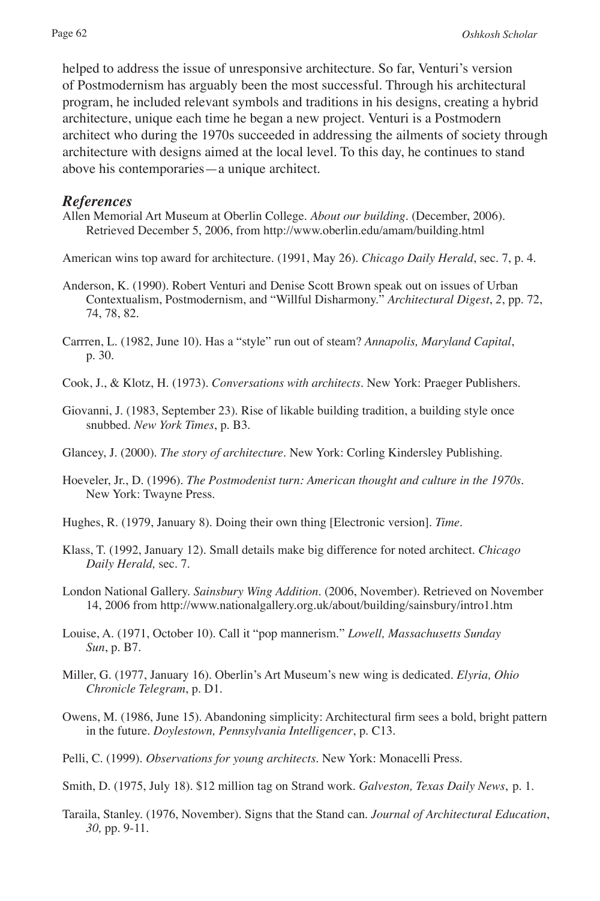helped to address the issue of unresponsive architecture. So far, Venturi's version of Postmodernism has arguably been the most successful. Through his architectural program, he included relevant symbols and traditions in his designs, creating a hybrid architecture, unique each time he began a new project. Venturi is a Postmodern architect who during the 1970s succeeded in addressing the ailments of society through architecture with designs aimed at the local level. To this day, he continues to stand above his contemporaries—a unique architect.

### *References*

Allen Memorial Art Museum at Oberlin College. *About our building*. (December, 2006). Retrieved December 5, 2006, from http://www.oberlin.edu/amam/building.html

American wins top award for architecture. (1991, May 26). *Chicago Daily Herald*, sec. 7, p. 4.

Anderson, K. (1990). Robert Venturi and Denise Scott Brown speak out on issues of Urban Contextualism, Postmodernism, and "Willful Disharmony." *Architectural Digest*, *2*, pp. 72, 74, 78, 82.

Carrren, L. (1982, June 10). Has a "style" run out of steam? *Annapolis, Maryland Capital*, p. 30.

Cook, J., & Klotz, H. (1973). *Conversations with architects*. New York: Praeger Publishers.

Giovanni, J. (1983, September 23). Rise of likable building tradition, a building style once snubbed. *New York Times*, p. B3.

Glancey, J. (2000). *The story of architecture*. New York: Corling Kindersley Publishing.

Hoeveler, Jr., D. (1996). *The Postmodenist turn: American thought and culture in the 1970s*. New York: Twayne Press.

Hughes, R. (1979, January 8). Doing their own thing [Electronic version]. *Time*.

Klass, T. (1992, January 12). Small details make big difference for noted architect. *Chicago Daily Herald,* sec. 7.

London National Gallery. *Sainsbury Wing Addition*. (2006, November). Retrieved on November 14, 2006 from http://www.nationalgallery.org.uk/about/building/sainsbury/intro1.htm

Louise, A. (1971, October 10). Call it "pop mannerism." *Lowell, Massachusetts Sunday Sun*, p. B7.

Miller, G. (1977, January 16). Oberlin's Art Museum's new wing is dedicated. *Elyria, Ohio Chronicle Telegram*, p. D1.

Owens, M. (1986, June 15). Abandoning simplicity: Architectural firm sees a bold, bright pattern in the future. *Doylestown, Pennsylvania Intelligencer*, p. C13.

Pelli, C. (1999). *Observations for young architects*. New York: Monacelli Press.

Smith, D. (1975, July 18). $12 million tag on Strand work. *Galveston, Texas Daily News*, p. 1.

Taraila, Stanley. (1976, November). Signs that the Stand can. *Journal of Architectural Education*, *30,* pp. 9-11.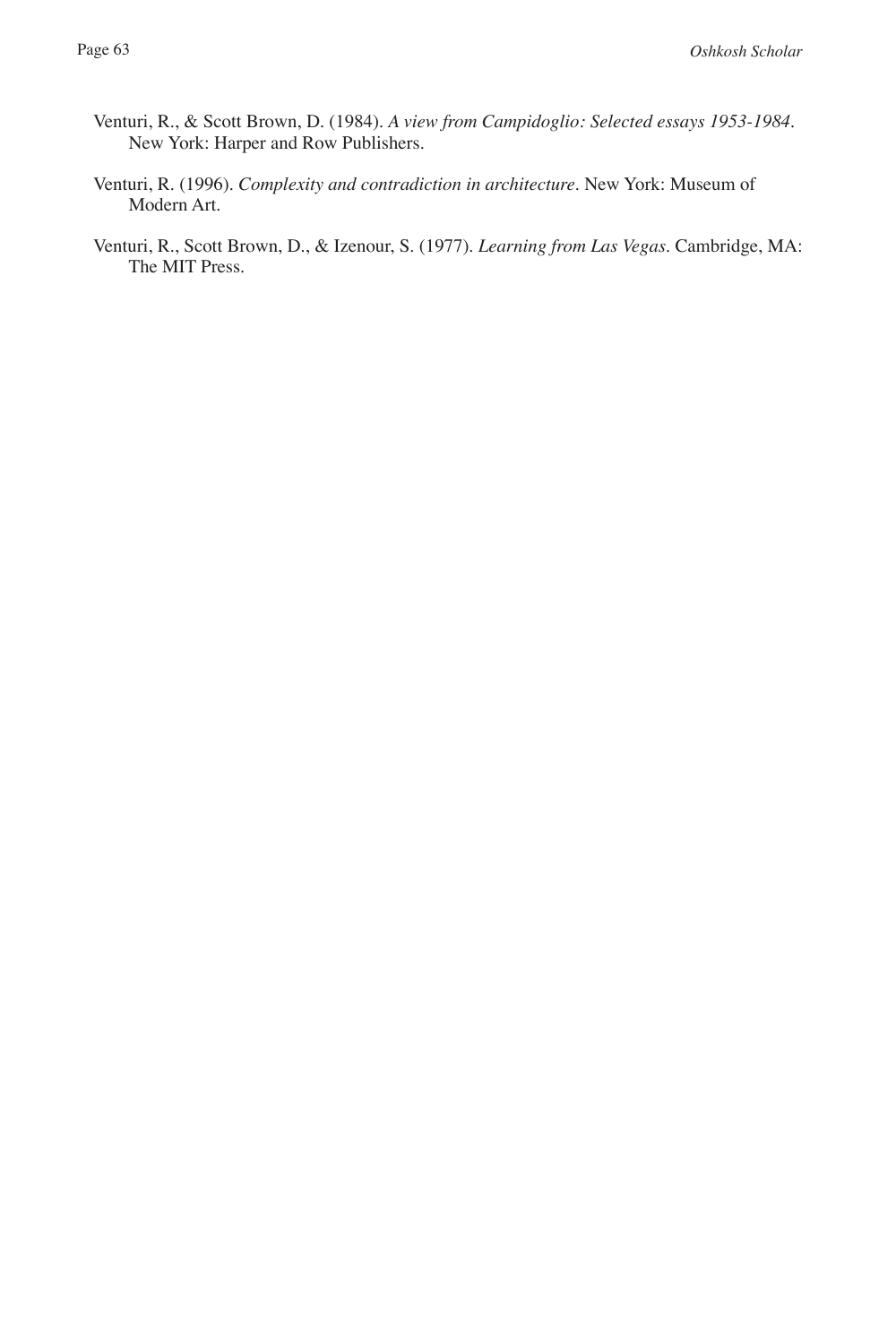Venturi, R., & Scott Brown, D. (1984). *A view from Campidoglio: Selected essays 1953-1984*. New York: Harper and Row Publishers.

Venturi, R. (1996). *Complexity and contradiction in architecture*. New York: Museum of Modern Art.

Venturi, R., Scott Brown, D., & Izenour, S. (1977). *Learning from Las Vegas*. Cambridge, MA: The MIT Press.